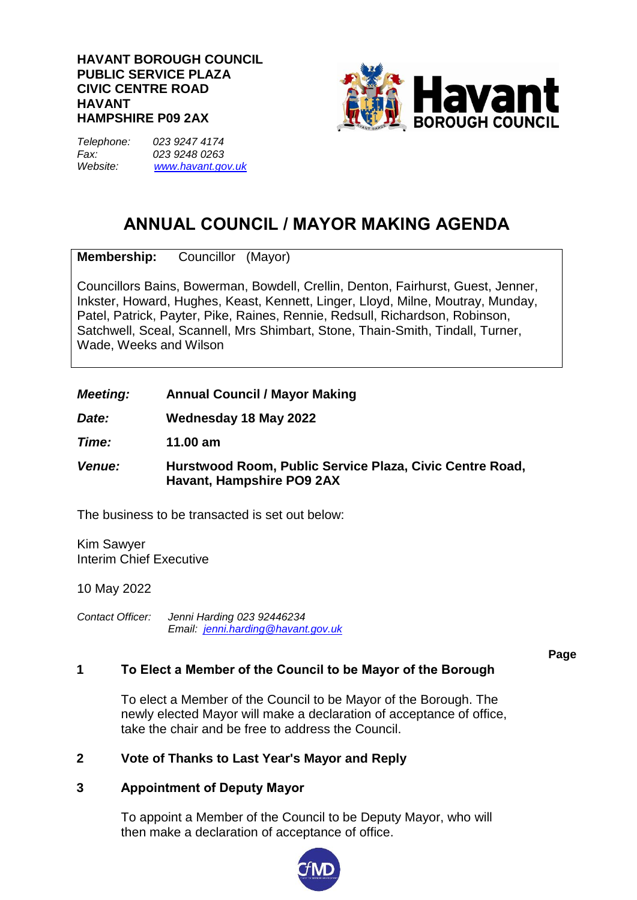**HAVANT BOROUGH COUNCIL**
**PUBLIC SERVICE PLAZA**
**CIVIC CENTRE ROAD**
**HAVANT**
**HAMPSHIRE P09 2AX**

*Telephone:* *023 9247 4174*
*Fax:* *023 9248 0263*
*Website:* *www.havant.gov.uk*

# ANNUAL COUNCIL / MAYOR MAKING AGENDA

**Membership:** Councillor (Mayor)

Councillors Bains, Bowerman, Bowdell, Crellin, Denton, Fairhurst, Guest, Jenner, Inkster, Howard, Hughes, Keast, Kennett, Linger, Lloyd, Milne, Moutray, Munday, Patel, Patrick, Payter, Pike, Raines, Rennie, Redsull, Richardson, Robinson, Satchwell, Sceal, Scannell, Mrs Shimbart, Stone, Thain-Smith, Tindall, Turner, Wade, Weeks and Wilson

***Meeting:*** **Annual Council / Mayor Making**

***Date:*** **Wednesday 18 May 2022**

***Time:*** **11.00 am**

***Venue:*** **Hurstwood Room, Public Service Plaza, Civic Centre Road, Havant, Hampshire PO9 2AX**

The business to be transacted is set out below:

Kim Sawyer
Interim Chief Executive

10 May 2022

*Contact Officer:* *Jenni Harding 023 92446234*
*Email: jenni.harding@havant.gov.uk*

**Page**

**1 To Elect a Member of the Council to be Mayor of the Borough**

To elect a Member of the Council to be Mayor of the Borough. The newly elected Mayor will make a declaration of acceptance of office, take the chair and be free to address the Council.

**2 Vote of Thanks to Last Year's Mayor and Reply**

**3 Appointment of Deputy Mayor**

To appoint a Member of the Council to be Deputy Mayor, who will then make a declaration of acceptance of office.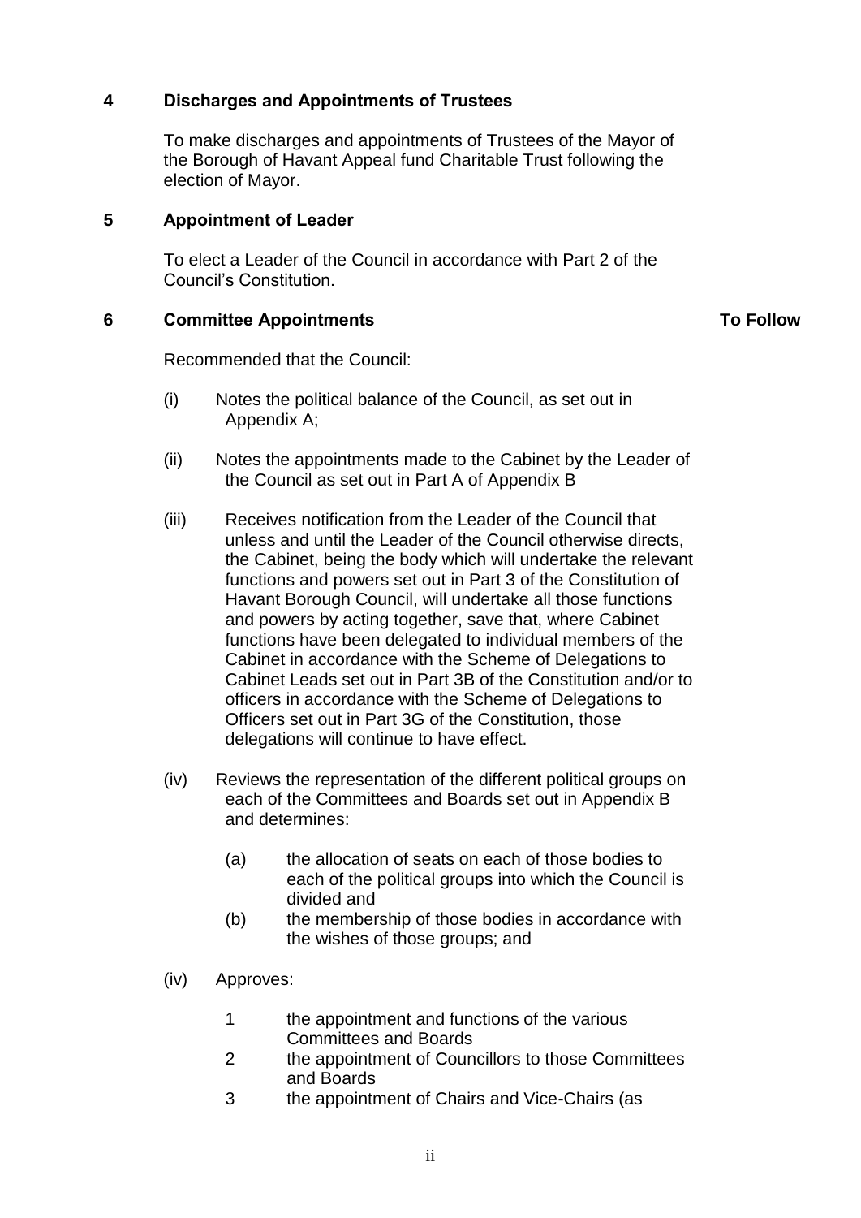**4 Discharges and Appointments of Trustees**

To make discharges and appointments of Trustees of the Mayor of the Borough of Havant Appeal fund Charitable Trust following the election of Mayor.

**5 Appointment of Leader**

To elect a Leader of the Council in accordance with Part 2 of the Council's Constitution.

**6 Committee Appointments** **To Follow**

Recommended that the Council:

(i) Notes the political balance of the Council, as set out in Appendix A;

(ii) Notes the appointments made to the Cabinet by the Leader of the Council as set out in Part A of Appendix B

(iii) Receives notification from the Leader of the Council that unless and until the Leader of the Council otherwise directs, the Cabinet, being the body which will undertake the relevant functions and powers set out in Part 3 of the Constitution of Havant Borough Council, will undertake all those functions and powers by acting together, save that, where Cabinet functions have been delegated to individual members of the Cabinet in accordance with the Scheme of Delegations to Cabinet Leads set out in Part 3B of the Constitution and/or to officers in accordance with the Scheme of Delegations to Officers set out in Part 3G of the Constitution, those delegations will continue to have effect.

(iv) Reviews the representation of the different political groups on each of the Committees and Boards set out in Appendix B and determines:

(a) the allocation of seats on each of those bodies to each of the political groups into which the Council is divided and

(b) the membership of those bodies in accordance with the wishes of those groups; and

(iv) Approves:

1 the appointment and functions of the various Committees and Boards

2 the appointment of Councillors to those Committees and Boards

3 the appointment of Chairs and Vice-Chairs (as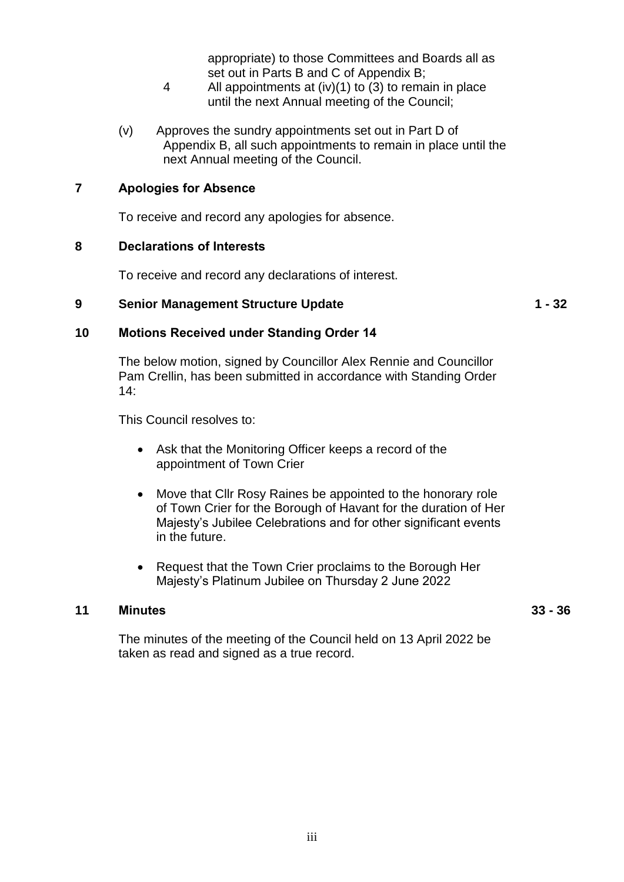appropriate) to those Committees and Boards all as set out in Parts B and C of Appendix B;

4 All appointments at (iv)(1) to (3) to remain in place until the next Annual meeting of the Council;

(v) Approves the sundry appointments set out in Part D of Appendix B, all such appointments to remain in place until the next Annual meeting of the Council.

**7 Apologies for Absence**

To receive and record any apologies for absence.

**8 Declarations of Interests**

To receive and record any declarations of interest.

**9 Senior Management Structure Update** **1 - 32**

**10 Motions Received under Standing Order 14**

The below motion, signed by Councillor Alex Rennie and Councillor Pam Crellin, has been submitted in accordance with Standing Order 14:

This Council resolves to:

- Ask that the Monitoring Officer keeps a record of the appointment of Town Crier
- Move that Cllr Rosy Raines be appointed to the honorary role of Town Crier for the Borough of Havant for the duration of Her Majesty's Jubilee Celebrations and for other significant events in the future.
- Request that the Town Crier proclaims to the Borough Her Majesty's Platinum Jubilee on Thursday 2 June 2022

**11 Minutes** **33 - 36**

The minutes of the meeting of the Council held on 13 April 2022 be taken as read and signed as a true record.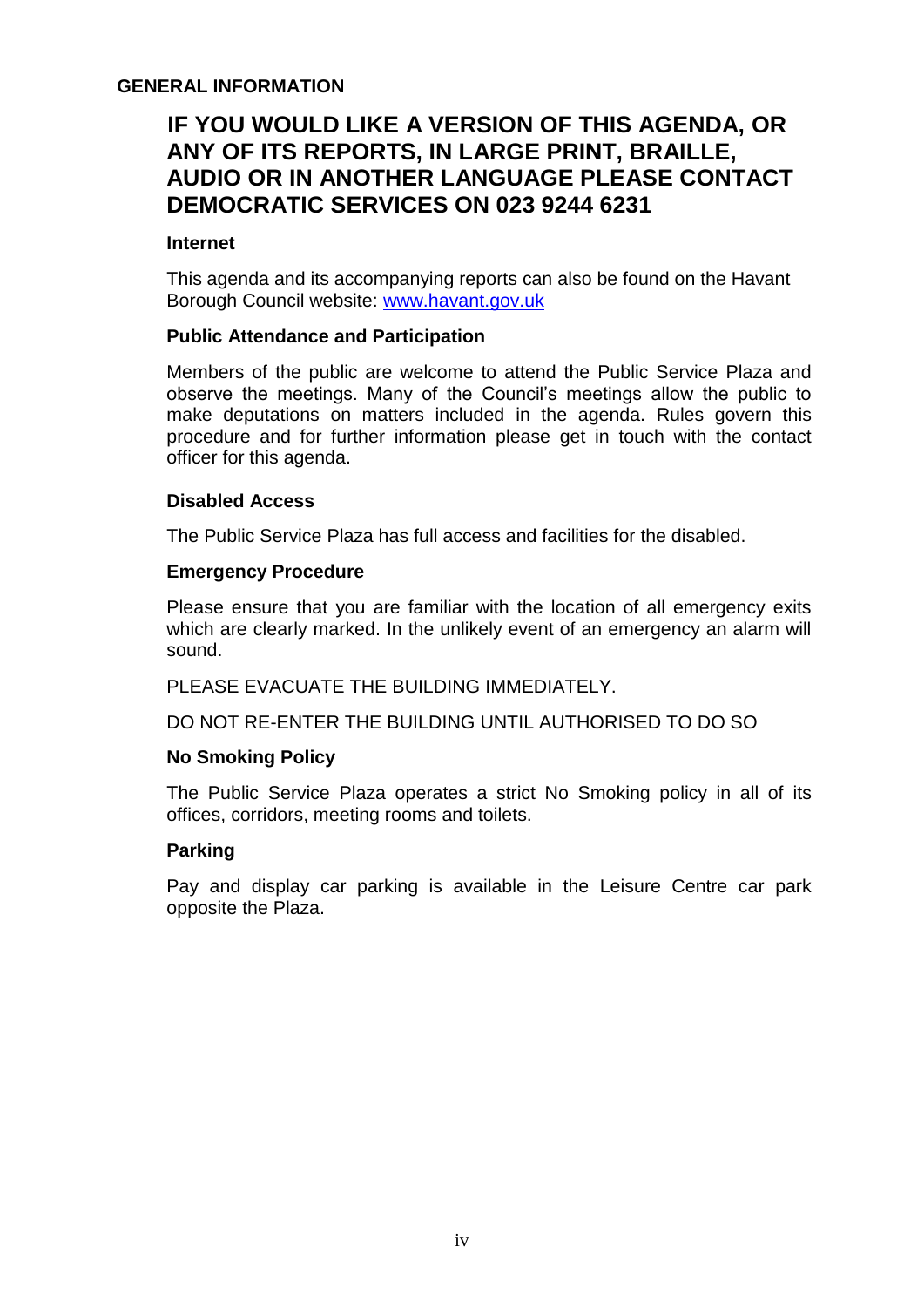## GENERAL INFORMATION

# IF YOU WOULD LIKE A VERSION OF THIS AGENDA, OR ANY OF ITS REPORTS, IN LARGE PRINT, BRAILLE, AUDIO OR IN ANOTHER LANGUAGE PLEASE CONTACT DEMOCRATIC SERVICES ON 023 9244 6231

### Internet

This agenda and its accompanying reports can also be found on the Havant Borough Council website: www.havant.gov.uk

### Public Attendance and Participation

Members of the public are welcome to attend the Public Service Plaza and observe the meetings. Many of the Council's meetings allow the public to make deputations on matters included in the agenda. Rules govern this procedure and for further information please get in touch with the contact officer for this agenda.

### Disabled Access

The Public Service Plaza has full access and facilities for the disabled.

### Emergency Procedure

Please ensure that you are familiar with the location of all emergency exits which are clearly marked. In the unlikely event of an emergency an alarm will sound.

PLEASE EVACUATE THE BUILDING IMMEDIATELY.

DO NOT RE-ENTER THE BUILDING UNTIL AUTHORISED TO DO SO

### No Smoking Policy

The Public Service Plaza operates a strict No Smoking policy in all of its offices, corridors, meeting rooms and toilets.

### Parking

Pay and display car parking is available in the Leisure Centre car park opposite the Plaza.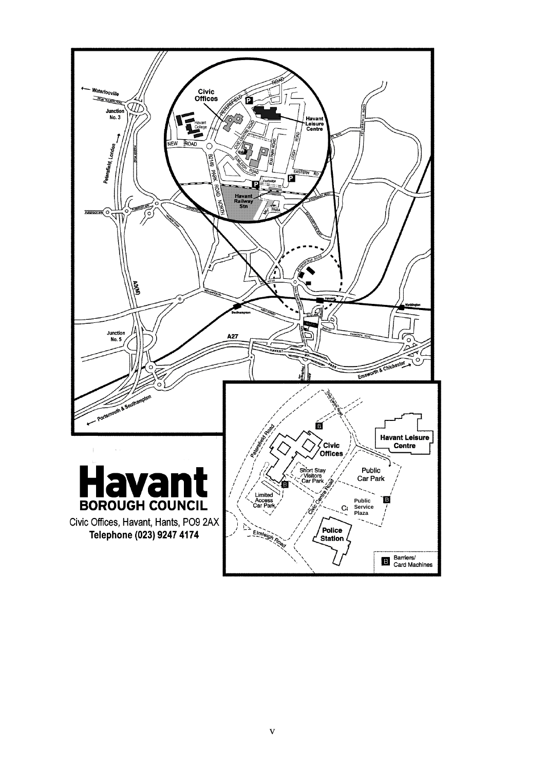**Havant**

**BOROUGH COUNCIL**

Civic Offices, Havant, Hants, PO9 2AX

**Telephone (023) 9247 4174**